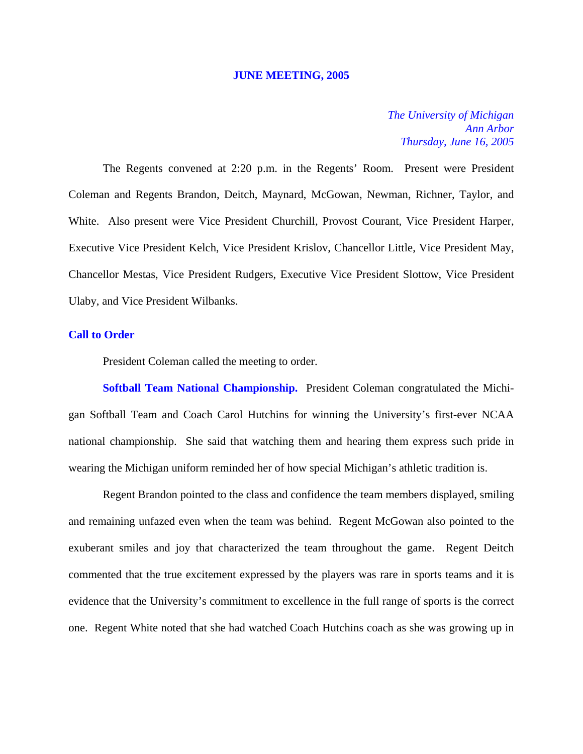# JUNE MEETING, 2005

*The University of Michigan*
*Ann Arbor*
*Thursday, June 16, 2005*

The Regents convened at 2:20 p.m. in the Regents' Room. Present were President Coleman and Regents Brandon, Deitch, Maynard, McGowan, Newman, Richner, Taylor, and White. Also present were Vice President Churchill, Provost Courant, Vice President Harper, Executive Vice President Kelch, Vice President Krislov, Chancellor Little, Vice President May, Chancellor Mestas, Vice President Rudgers, Executive Vice President Slottow, Vice President Ulaby, and Vice President Wilbanks.

## Call to Order

President Coleman called the meeting to order.

**Softball Team National Championship.** President Coleman congratulated the Michigan Softball Team and Coach Carol Hutchins for winning the University's first-ever NCAA national championship. She said that watching them and hearing them express such pride in wearing the Michigan uniform reminded her of how special Michigan's athletic tradition is.

Regent Brandon pointed to the class and confidence the team members displayed, smiling and remaining unfazed even when the team was behind. Regent McGowan also pointed to the exuberant smiles and joy that characterized the team throughout the game. Regent Deitch commented that the true excitement expressed by the players was rare in sports teams and it is evidence that the University's commitment to excellence in the full range of sports is the correct one. Regent White noted that she had watched Coach Hutchins coach as she was growing up in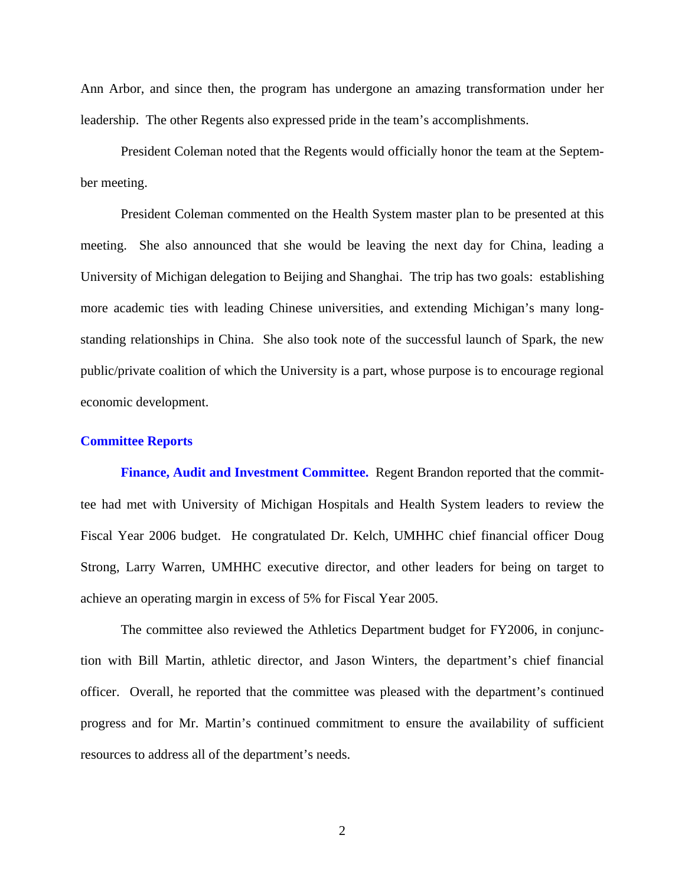Ann Arbor, and since then, the program has undergone an amazing transformation under her leadership. The other Regents also expressed pride in the team's accomplishments.

President Coleman noted that the Regents would officially honor the team at the September meeting.

President Coleman commented on the Health System master plan to be presented at this meeting. She also announced that she would be leaving the next day for China, leading a University of Michigan delegation to Beijing and Shanghai. The trip has two goals: establishing more academic ties with leading Chinese universities, and extending Michigan's many long-standing relationships in China. She also took note of the successful launch of Spark, the new public/private coalition of which the University is a part, whose purpose is to encourage regional economic development.

## Committee Reports

**Finance, Audit and Investment Committee.** Regent Brandon reported that the committee had met with University of Michigan Hospitals and Health System leaders to review the Fiscal Year 2006 budget. He congratulated Dr. Kelch, UMHHC chief financial officer Doug Strong, Larry Warren, UMHHC executive director, and other leaders for being on target to achieve an operating margin in excess of 5% for Fiscal Year 2005.

The committee also reviewed the Athletics Department budget for FY2006, in conjunction with Bill Martin, athletic director, and Jason Winters, the department's chief financial officer. Overall, he reported that the committee was pleased with the department's continued progress and for Mr. Martin's continued commitment to ensure the availability of sufficient resources to address all of the department's needs.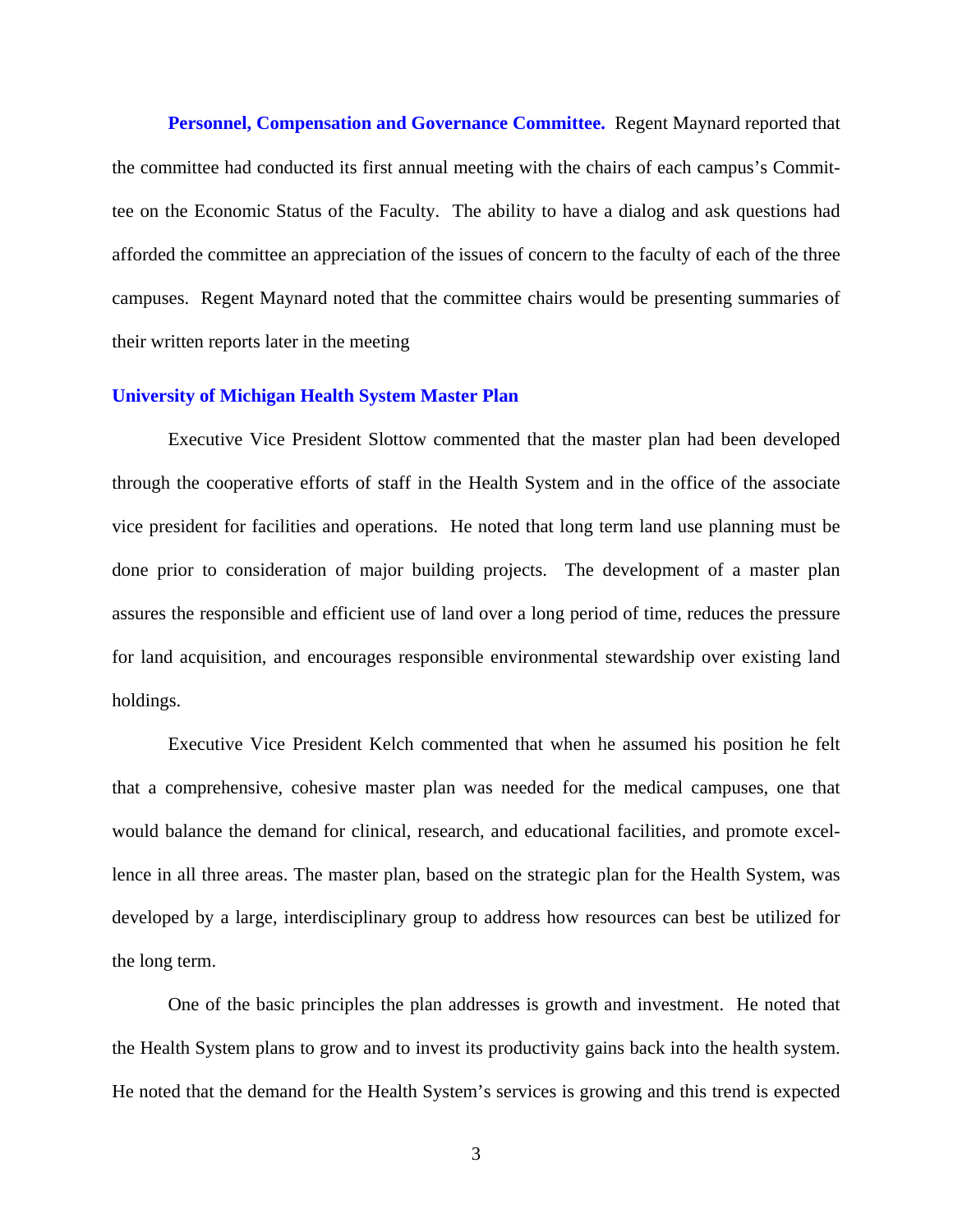**Personnel, Compensation and Governance Committee.** Regent Maynard reported that the committee had conducted its first annual meeting with the chairs of each campus's Committee on the Economic Status of the Faculty. The ability to have a dialog and ask questions had afforded the committee an appreciation of the issues of concern to the faculty of each of the three campuses. Regent Maynard noted that the committee chairs would be presenting summaries of their written reports later in the meeting

## University of Michigan Health System Master Plan

Executive Vice President Slottow commented that the master plan had been developed through the cooperative efforts of staff in the Health System and in the office of the associate vice president for facilities and operations. He noted that long term land use planning must be done prior to consideration of major building projects. The development of a master plan assures the responsible and efficient use of land over a long period of time, reduces the pressure for land acquisition, and encourages responsible environmental stewardship over existing land holdings.

Executive Vice President Kelch commented that when he assumed his position he felt that a comprehensive, cohesive master plan was needed for the medical campuses, one that would balance the demand for clinical, research, and educational facilities, and promote excellence in all three areas. The master plan, based on the strategic plan for the Health System, was developed by a large, interdisciplinary group to address how resources can best be utilized for the long term.

One of the basic principles the plan addresses is growth and investment. He noted that the Health System plans to grow and to invest its productivity gains back into the health system. He noted that the demand for the Health System's services is growing and this trend is expected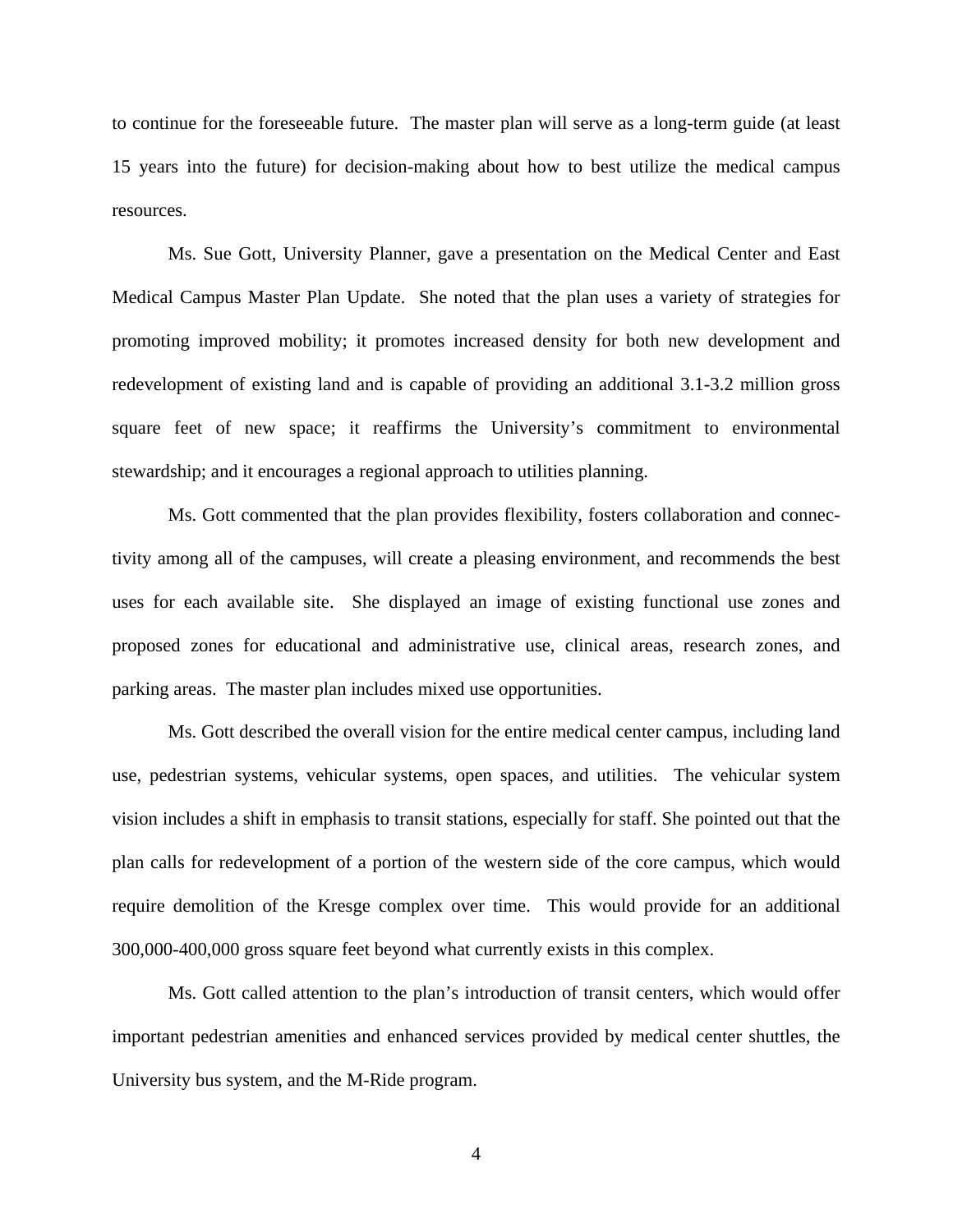to continue for the foreseeable future. The master plan will serve as a long-term guide (at least 15 years into the future) for decision-making about how to best utilize the medical campus resources.

Ms. Sue Gott, University Planner, gave a presentation on the Medical Center and East Medical Campus Master Plan Update. She noted that the plan uses a variety of strategies for promoting improved mobility; it promotes increased density for both new development and redevelopment of existing land and is capable of providing an additional 3.1-3.2 million gross square feet of new space; it reaffirms the University's commitment to environmental stewardship; and it encourages a regional approach to utilities planning.

Ms. Gott commented that the plan provides flexibility, fosters collaboration and connectivity among all of the campuses, will create a pleasing environment, and recommends the best uses for each available site. She displayed an image of existing functional use zones and proposed zones for educational and administrative use, clinical areas, research zones, and parking areas. The master plan includes mixed use opportunities.

Ms. Gott described the overall vision for the entire medical center campus, including land use, pedestrian systems, vehicular systems, open spaces, and utilities. The vehicular system vision includes a shift in emphasis to transit stations, especially for staff. She pointed out that the plan calls for redevelopment of a portion of the western side of the core campus, which would require demolition of the Kresge complex over time. This would provide for an additional 300,000-400,000 gross square feet beyond what currently exists in this complex.

Ms. Gott called attention to the plan's introduction of transit centers, which would offer important pedestrian amenities and enhanced services provided by medical center shuttles, the University bus system, and the M-Ride program.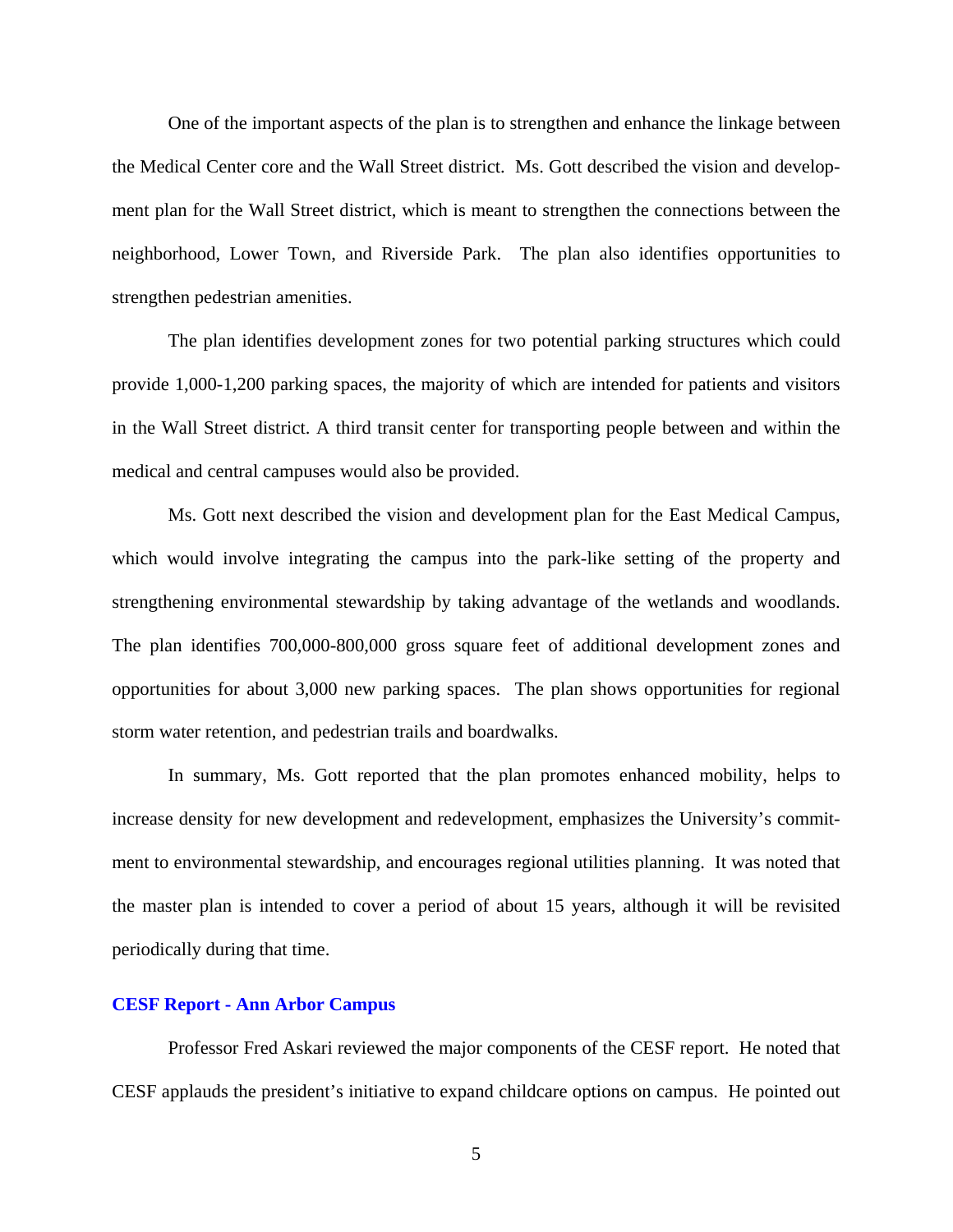One of the important aspects of the plan is to strengthen and enhance the linkage between the Medical Center core and the Wall Street district. Ms. Gott described the vision and development plan for the Wall Street district, which is meant to strengthen the connections between the neighborhood, Lower Town, and Riverside Park. The plan also identifies opportunities to strengthen pedestrian amenities.

The plan identifies development zones for two potential parking structures which could provide 1,000-1,200 parking spaces, the majority of which are intended for patients and visitors in the Wall Street district. A third transit center for transporting people between and within the medical and central campuses would also be provided.

Ms. Gott next described the vision and development plan for the East Medical Campus, which would involve integrating the campus into the park-like setting of the property and strengthening environmental stewardship by taking advantage of the wetlands and woodlands. The plan identifies 700,000-800,000 gross square feet of additional development zones and opportunities for about 3,000 new parking spaces. The plan shows opportunities for regional storm water retention, and pedestrian trails and boardwalks.

In summary, Ms. Gott reported that the plan promotes enhanced mobility, helps to increase density for new development and redevelopment, emphasizes the University's commitment to environmental stewardship, and encourages regional utilities planning. It was noted that the master plan is intended to cover a period of about 15 years, although it will be revisited periodically during that time.

**CESF Report - Ann Arbor Campus**

Professor Fred Askari reviewed the major components of the CESF report. He noted that CESF applauds the president's initiative to expand childcare options on campus. He pointed out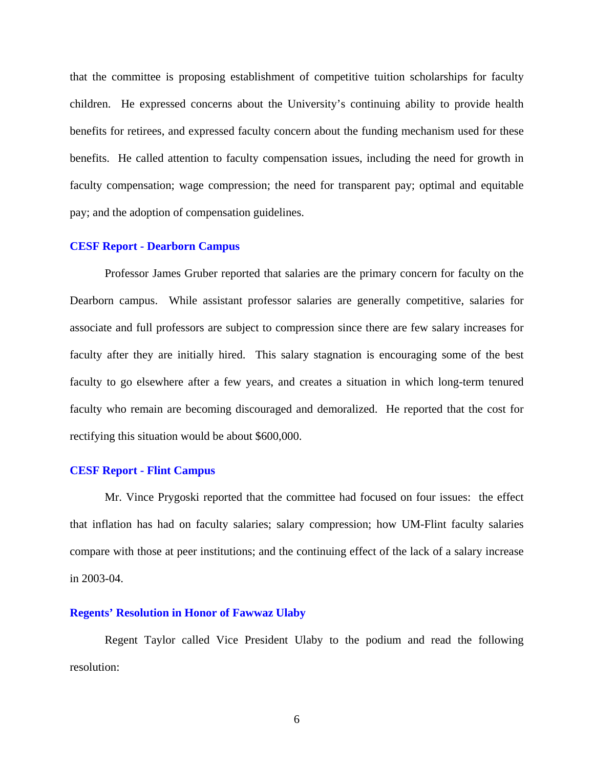that the committee is proposing establishment of competitive tuition scholarships for faculty children. He expressed concerns about the University's continuing ability to provide health benefits for retirees, and expressed faculty concern about the funding mechanism used for these benefits. He called attention to faculty compensation issues, including the need for growth in faculty compensation; wage compression; the need for transparent pay; optimal and equitable pay; and the adoption of compensation guidelines.

### CESF Report - Dearborn Campus

Professor James Gruber reported that salaries are the primary concern for faculty on the Dearborn campus. While assistant professor salaries are generally competitive, salaries for associate and full professors are subject to compression since there are few salary increases for faculty after they are initially hired. This salary stagnation is encouraging some of the best faculty to go elsewhere after a few years, and creates a situation in which long-term tenured faculty who remain are becoming discouraged and demoralized. He reported that the cost for rectifying this situation would be about $600,000.

### CESF Report - Flint Campus

Mr. Vince Prygoski reported that the committee had focused on four issues: the effect that inflation has had on faculty salaries; salary compression; how UM-Flint faculty salaries compare with those at peer institutions; and the continuing effect of the lack of a salary increase in 2003-04.

### Regents' Resolution in Honor of Fawwaz Ulaby

Regent Taylor called Vice President Ulaby to the podium and read the following resolution: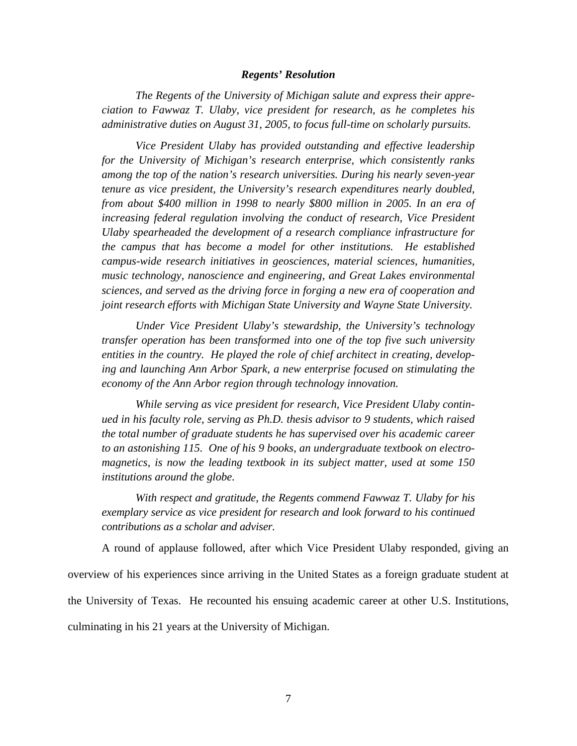***Regents' Resolution***

*The Regents of the University of Michigan salute and express their appreciation to Fawwaz T. Ulaby, vice president for research, as he completes his administrative duties on August 31, 2005, to focus full-time on scholarly pursuits.*

*Vice President Ulaby has provided outstanding and effective leadership for the University of Michigan's research enterprise, which consistently ranks among the top of the nation's research universities. During his nearly seven-year tenure as vice president, the University's research expenditures nearly doubled, from about $400 million in 1998 to nearly $800 million in 2005. In an era of increasing federal regulation involving the conduct of research, Vice President Ulaby spearheaded the development of a research compliance infrastructure for the campus that has become a model for other institutions. He established campus-wide research initiatives in geosciences, material sciences, humanities, music technology, nanoscience and engineering, and Great Lakes environmental sciences, and served as the driving force in forging a new era of cooperation and joint research efforts with Michigan State University and Wayne State University.*

*Under Vice President Ulaby's stewardship, the University's technology transfer operation has been transformed into one of the top five such university entities in the country. He played the role of chief architect in creating, developing and launching Ann Arbor Spark, a new enterprise focused on stimulating the economy of the Ann Arbor region through technology innovation.*

*While serving as vice president for research, Vice President Ulaby continued in his faculty role, serving as Ph.D. thesis advisor to 9 students, which raised the total number of graduate students he has supervised over his academic career to an astonishing 115. One of his 9 books, an undergraduate textbook on electromagnetics, is now the leading textbook in its subject matter, used at some 150 institutions around the globe.*

*With respect and gratitude, the Regents commend Fawwaz T. Ulaby for his exemplary service as vice president for research and look forward to his continued contributions as a scholar and adviser.*

A round of applause followed, after which Vice President Ulaby responded, giving an overview of his experiences since arriving in the United States as a foreign graduate student at the University of Texas. He recounted his ensuing academic career at other U.S. Institutions, culminating in his 21 years at the University of Michigan.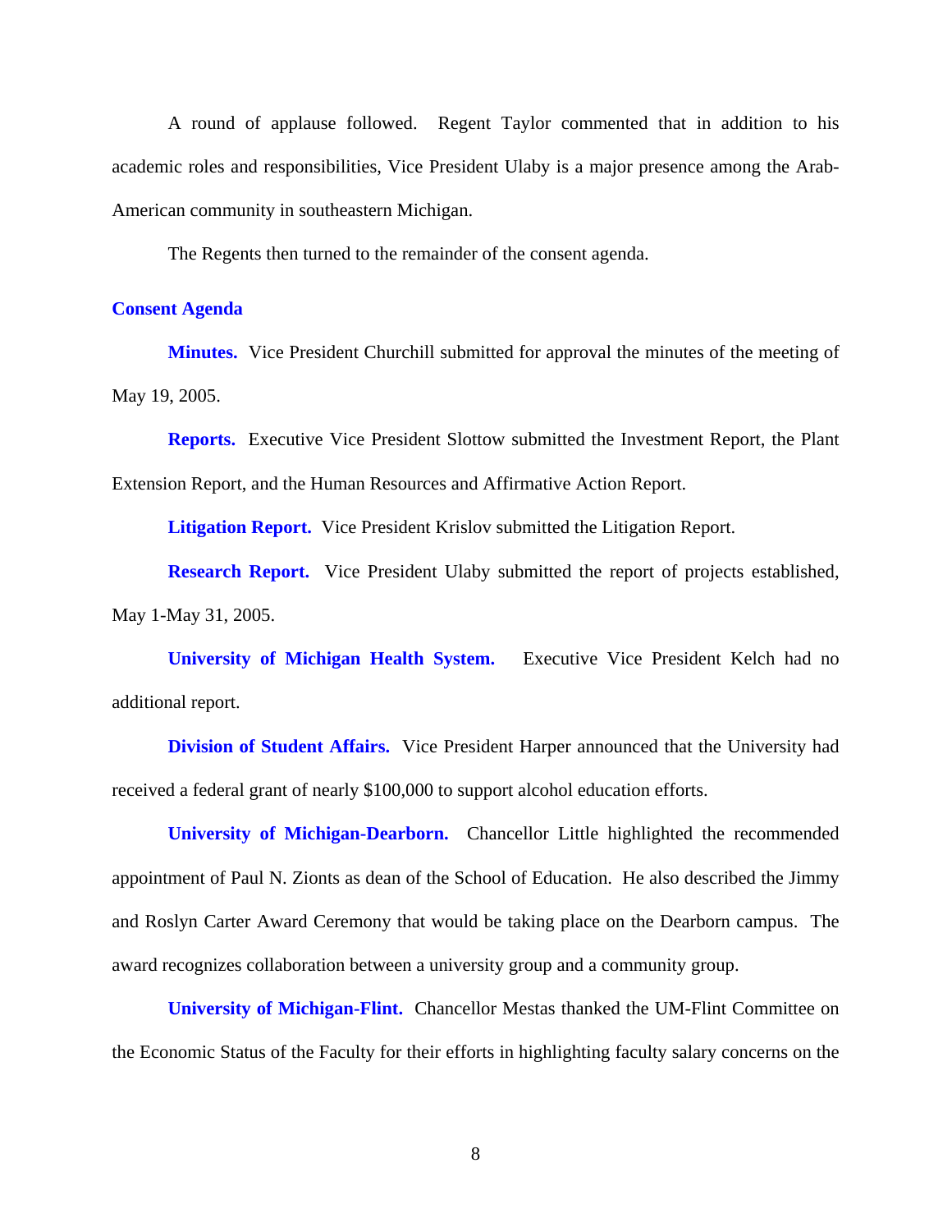A round of applause followed. Regent Taylor commented that in addition to his academic roles and responsibilities, Vice President Ulaby is a major presence among the Arab-American community in southeastern Michigan.

The Regents then turned to the remainder of the consent agenda.

## Consent Agenda

**Minutes.** Vice President Churchill submitted for approval the minutes of the meeting of May 19, 2005.

**Reports.** Executive Vice President Slottow submitted the Investment Report, the Plant Extension Report, and the Human Resources and Affirmative Action Report.

**Litigation Report.** Vice President Krislov submitted the Litigation Report.

**Research Report.** Vice President Ulaby submitted the report of projects established, May 1-May 31, 2005.

**University of Michigan Health System.** Executive Vice President Kelch had no additional report.

**Division of Student Affairs.** Vice President Harper announced that the University had received a federal grant of nearly $100,000 to support alcohol education efforts.

**University of Michigan-Dearborn.** Chancellor Little highlighted the recommended appointment of Paul N. Zionts as dean of the School of Education. He also described the Jimmy and Roslyn Carter Award Ceremony that would be taking place on the Dearborn campus. The award recognizes collaboration between a university group and a community group.

**University of Michigan-Flint.** Chancellor Mestas thanked the UM-Flint Committee on the Economic Status of the Faculty for their efforts in highlighting faculty salary concerns on the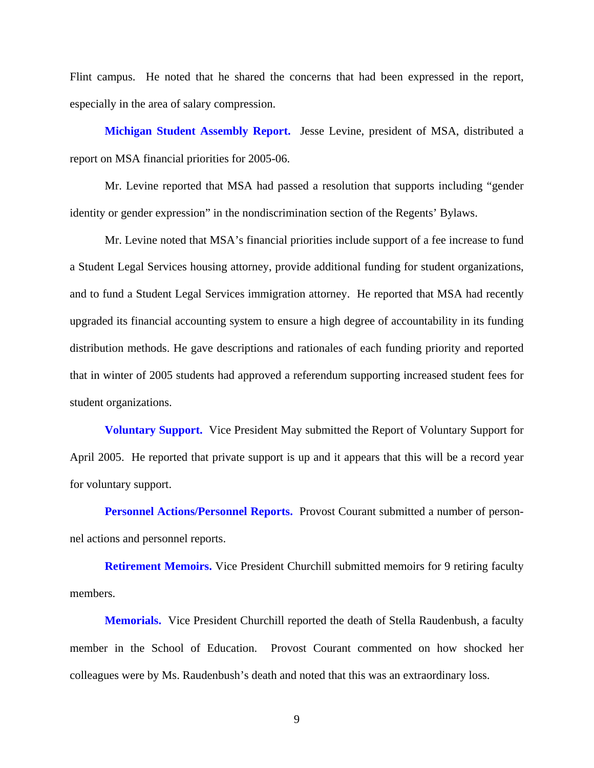Flint campus. He noted that he shared the concerns that had been expressed in the report, especially in the area of salary compression.

**Michigan Student Assembly Report.** Jesse Levine, president of MSA, distributed a report on MSA financial priorities for 2005-06.

Mr. Levine reported that MSA had passed a resolution that supports including "gender identity or gender expression" in the nondiscrimination section of the Regents' Bylaws.

Mr. Levine noted that MSA's financial priorities include support of a fee increase to fund a Student Legal Services housing attorney, provide additional funding for student organizations, and to fund a Student Legal Services immigration attorney. He reported that MSA had recently upgraded its financial accounting system to ensure a high degree of accountability in its funding distribution methods. He gave descriptions and rationales of each funding priority and reported that in winter of 2005 students had approved a referendum supporting increased student fees for student organizations.

**Voluntary Support.** Vice President May submitted the Report of Voluntary Support for April 2005. He reported that private support is up and it appears that this will be a record year for voluntary support.

**Personnel Actions/Personnel Reports.** Provost Courant submitted a number of personnel actions and personnel reports.

**Retirement Memoirs.** Vice President Churchill submitted memoirs for 9 retiring faculty members.

**Memorials.** Vice President Churchill reported the death of Stella Raudenbush, a faculty member in the School of Education. Provost Courant commented on how shocked her colleagues were by Ms. Raudenbush's death and noted that this was an extraordinary loss.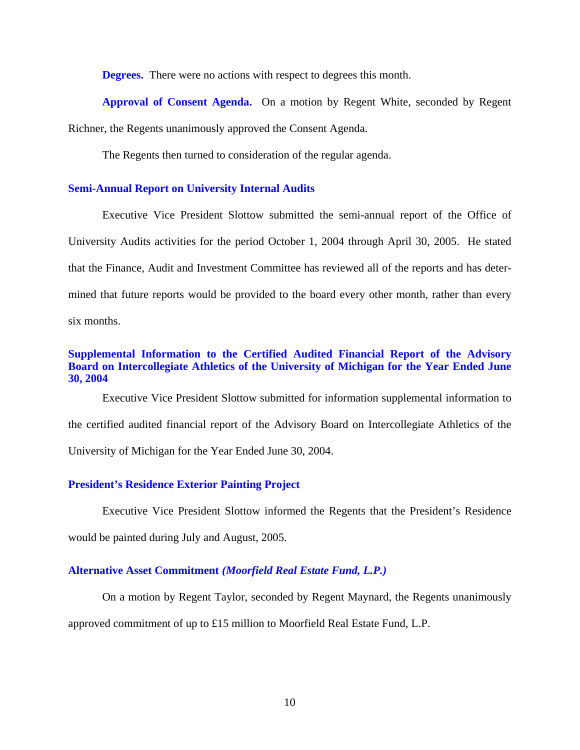**Degrees.** There were no actions with respect to degrees this month.

**Approval of Consent Agenda.** On a motion by Regent White, seconded by Regent Richner, the Regents unanimously approved the Consent Agenda.

The Regents then turned to consideration of the regular agenda.

### Semi-Annual Report on University Internal Audits

Executive Vice President Slottow submitted the semi-annual report of the Office of University Audits activities for the period October 1, 2004 through April 30, 2005. He stated that the Finance, Audit and Investment Committee has reviewed all of the reports and has determined that future reports would be provided to the board every other month, rather than every six months.

### Supplemental Information to the Certified Audited Financial Report of the Advisory Board on Intercollegiate Athletics of the University of Michigan for the Year Ended June 30, 2004

Executive Vice President Slottow submitted for information supplemental information to the certified audited financial report of the Advisory Board on Intercollegiate Athletics of the University of Michigan for the Year Ended June 30, 2004.

### President's Residence Exterior Painting Project

Executive Vice President Slottow informed the Regents that the President's Residence would be painted during July and August, 2005.

### Alternative Asset Commitment *(Moorfield Real Estate Fund, L.P.)*

On a motion by Regent Taylor, seconded by Regent Maynard, the Regents unanimously approved commitment of up to £15 million to Moorfield Real Estate Fund, L.P.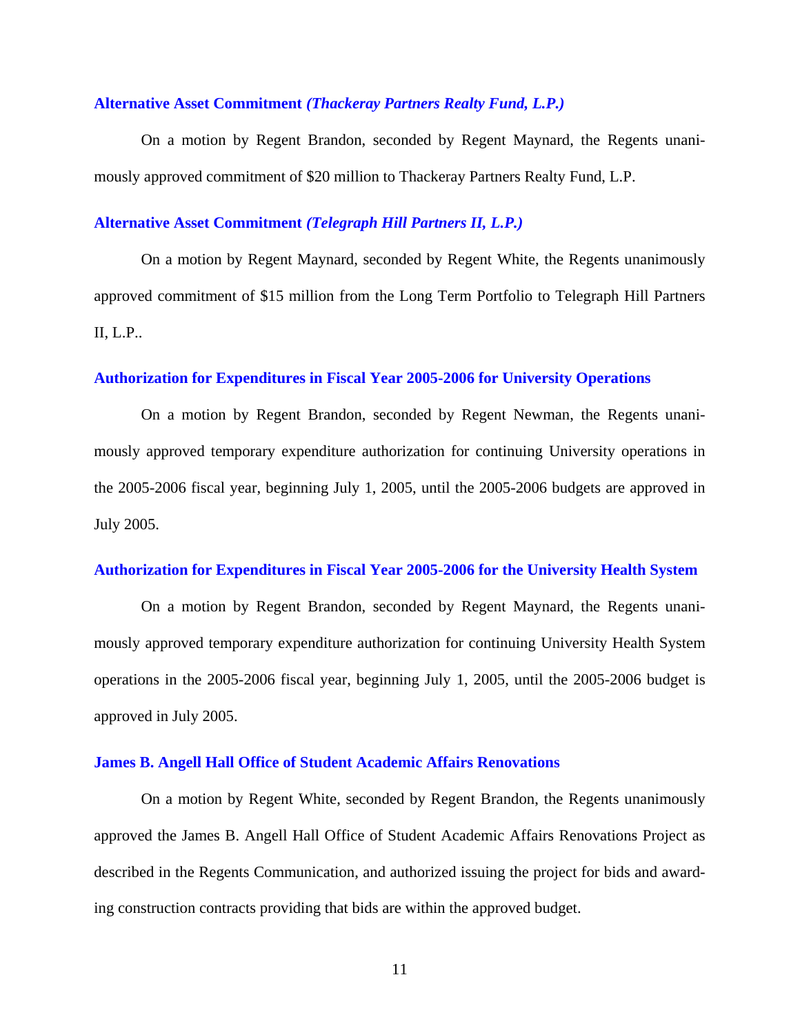### Alternative Asset Commitment *(Thackeray Partners Realty Fund, L.P.)*

On a motion by Regent Brandon, seconded by Regent Maynard, the Regents unanimously approved commitment of $20 million to Thackeray Partners Realty Fund, L.P.

### Alternative Asset Commitment *(Telegraph Hill Partners II, L.P.)*

On a motion by Regent Maynard, seconded by Regent White, the Regents unanimously approved commitment of $15 million from the Long Term Portfolio to Telegraph Hill Partners II, L.P..

### Authorization for Expenditures in Fiscal Year 2005-2006 for University Operations

On a motion by Regent Brandon, seconded by Regent Newman, the Regents unanimously approved temporary expenditure authorization for continuing University operations in the 2005-2006 fiscal year, beginning July 1, 2005, until the 2005-2006 budgets are approved in July 2005.

### Authorization for Expenditures in Fiscal Year 2005-2006 for the University Health System

On a motion by Regent Brandon, seconded by Regent Maynard, the Regents unanimously approved temporary expenditure authorization for continuing University Health System operations in the 2005-2006 fiscal year, beginning July 1, 2005, until the 2005-2006 budget is approved in July 2005.

### James B. Angell Hall Office of Student Academic Affairs Renovations

On a motion by Regent White, seconded by Regent Brandon, the Regents unanimously approved the James B. Angell Hall Office of Student Academic Affairs Renovations Project as described in the Regents Communication, and authorized issuing the project for bids and awarding construction contracts providing that bids are within the approved budget.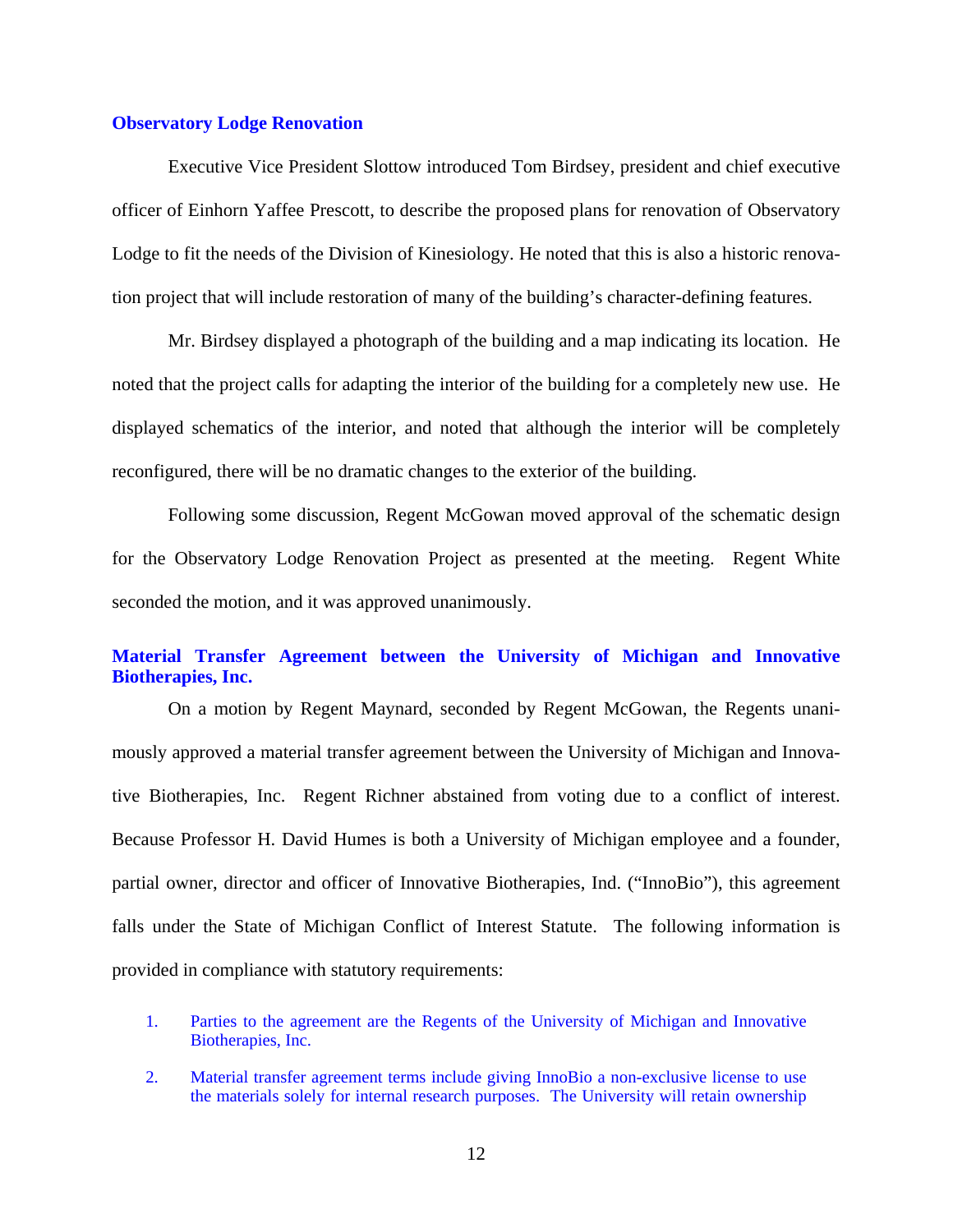## Observatory Lodge Renovation

Executive Vice President Slottow introduced Tom Birdsey, president and chief executive officer of Einhorn Yaffee Prescott, to describe the proposed plans for renovation of Observatory Lodge to fit the needs of the Division of Kinesiology. He noted that this is also a historic renovation project that will include restoration of many of the building's character-defining features.

Mr. Birdsey displayed a photograph of the building and a map indicating its location. He noted that the project calls for adapting the interior of the building for a completely new use. He displayed schematics of the interior, and noted that although the interior will be completely reconfigured, there will be no dramatic changes to the exterior of the building.

Following some discussion, Regent McGowan moved approval of the schematic design for the Observatory Lodge Renovation Project as presented at the meeting. Regent White seconded the motion, and it was approved unanimously.

## Material Transfer Agreement between the University of Michigan and Innovative Biotherapies, Inc.

On a motion by Regent Maynard, seconded by Regent McGowan, the Regents unanimously approved a material transfer agreement between the University of Michigan and Innovative Biotherapies, Inc. Regent Richner abstained from voting due to a conflict of interest. Because Professor H. David Humes is both a University of Michigan employee and a founder, partial owner, director and officer of Innovative Biotherapies, Ind. ("InnoBio"), this agreement falls under the State of Michigan Conflict of Interest Statute. The following information is provided in compliance with statutory requirements:

1. Parties to the agreement are the Regents of the University of Michigan and Innovative Biotherapies, Inc.
2. Material transfer agreement terms include giving InnoBio a non-exclusive license to use the materials solely for internal research purposes. The University will retain ownership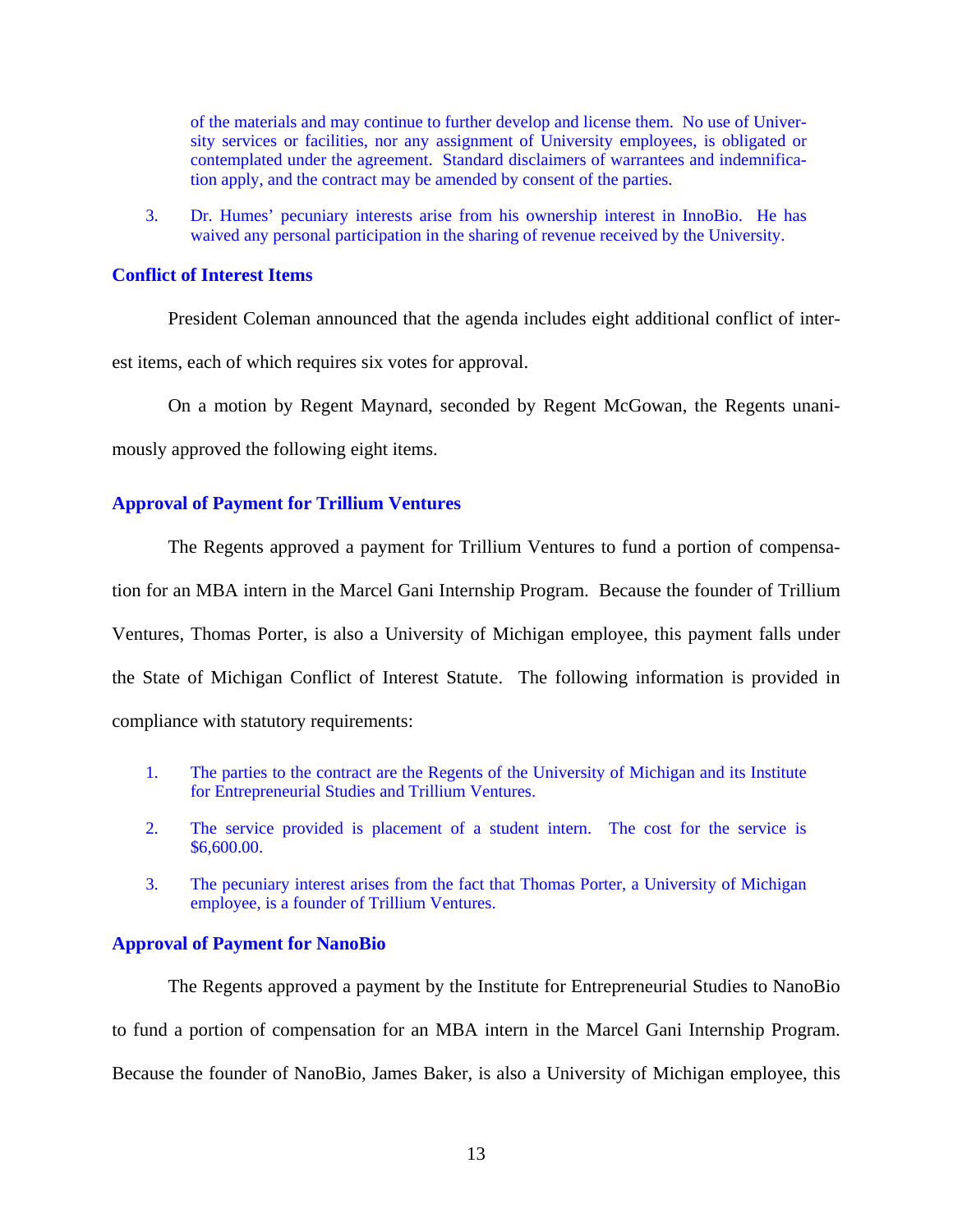of the materials and may continue to further develop and license them. No use of University services or facilities, nor any assignment of University employees, is obligated or contemplated under the agreement. Standard disclaimers of warrantees and indemnification apply, and the contract may be amended by consent of the parties.

3. Dr. Humes' pecuniary interests arise from his ownership interest in InnoBio. He has waived any personal participation in the sharing of revenue received by the University.

### Conflict of Interest Items

President Coleman announced that the agenda includes eight additional conflict of interest items, each of which requires six votes for approval.

On a motion by Regent Maynard, seconded by Regent McGowan, the Regents unanimously approved the following eight items.

### Approval of Payment for Trillium Ventures

The Regents approved a payment for Trillium Ventures to fund a portion of compensation for an MBA intern in the Marcel Gani Internship Program. Because the founder of Trillium Ventures, Thomas Porter, is also a University of Michigan employee, this payment falls under the State of Michigan Conflict of Interest Statute. The following information is provided in compliance with statutory requirements:

1. The parties to the contract are the Regents of the University of Michigan and its Institute for Entrepreneurial Studies and Trillium Ventures.
2. The service provided is placement of a student intern. The cost for the service is $6,600.00.
3. The pecuniary interest arises from the fact that Thomas Porter, a University of Michigan employee, is a founder of Trillium Ventures.

### Approval of Payment for NanoBio

The Regents approved a payment by the Institute for Entrepreneurial Studies to NanoBio to fund a portion of compensation for an MBA intern in the Marcel Gani Internship Program. Because the founder of NanoBio, James Baker, is also a University of Michigan employee, this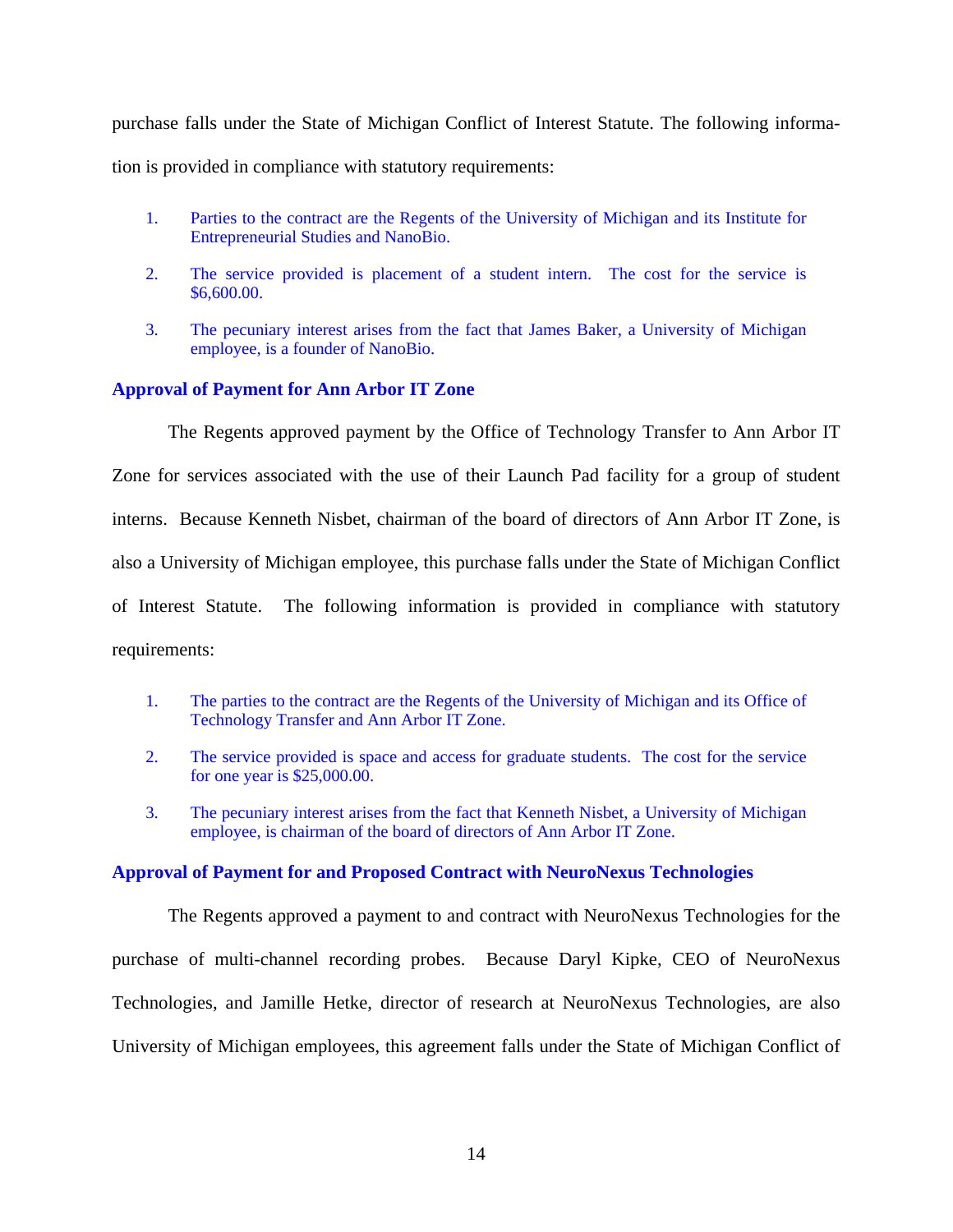purchase falls under the State of Michigan Conflict of Interest Statute. The following information is provided in compliance with statutory requirements:

1. Parties to the contract are the Regents of the University of Michigan and its Institute for Entrepreneurial Studies and NanoBio.
2. The service provided is placement of a student intern. The cost for the service is $6,600.00.
3. The pecuniary interest arises from the fact that James Baker, a University of Michigan employee, is a founder of NanoBio.

### Approval of Payment for Ann Arbor IT Zone

The Regents approved payment by the Office of Technology Transfer to Ann Arbor IT Zone for services associated with the use of their Launch Pad facility for a group of student interns. Because Kenneth Nisbet, chairman of the board of directors of Ann Arbor IT Zone, is also a University of Michigan employee, this purchase falls under the State of Michigan Conflict of Interest Statute. The following information is provided in compliance with statutory requirements:

1. The parties to the contract are the Regents of the University of Michigan and its Office of Technology Transfer and Ann Arbor IT Zone.
2. The service provided is space and access for graduate students. The cost for the service for one year is $25,000.00.
3. The pecuniary interest arises from the fact that Kenneth Nisbet, a University of Michigan employee, is chairman of the board of directors of Ann Arbor IT Zone.

### Approval of Payment for and Proposed Contract with NeuroNexus Technologies

The Regents approved a payment to and contract with NeuroNexus Technologies for the purchase of multi-channel recording probes. Because Daryl Kipke, CEO of NeuroNexus Technologies, and Jamille Hetke, director of research at NeuroNexus Technologies, are also University of Michigan employees, this agreement falls under the State of Michigan Conflict of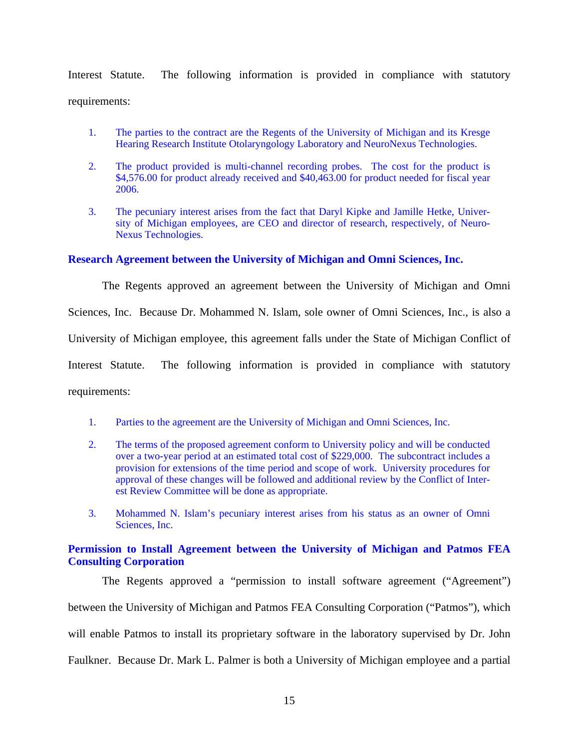Interest Statute. The following information is provided in compliance with statutory requirements:

1. The parties to the contract are the Regents of the University of Michigan and its Kresge Hearing Research Institute Otolaryngology Laboratory and NeuroNexus Technologies.

2. The product provided is multi-channel recording probes. The cost for the product is $4,576.00 for product already received and $40,463.00 for product needed for fiscal year 2006.

3. The pecuniary interest arises from the fact that Daryl Kipke and Jamille Hetke, University of Michigan employees, are CEO and director of research, respectively, of NeuroNexus Technologies.

**Research Agreement between the University of Michigan and Omni Sciences, Inc.**

The Regents approved an agreement between the University of Michigan and Omni Sciences, Inc. Because Dr. Mohammed N. Islam, sole owner of Omni Sciences, Inc., is also a University of Michigan employee, this agreement falls under the State of Michigan Conflict of Interest Statute. The following information is provided in compliance with statutory requirements:

1. Parties to the agreement are the University of Michigan and Omni Sciences, Inc.

2. The terms of the proposed agreement conform to University policy and will be conducted over a two-year period at an estimated total cost of $229,000. The subcontract includes a provision for extensions of the time period and scope of work. University procedures for approval of these changes will be followed and additional review by the Conflict of Interest Review Committee will be done as appropriate.

3. Mohammed N. Islam's pecuniary interest arises from his status as an owner of Omni Sciences, Inc.

**Permission to Install Agreement between the University of Michigan and Patmos FEA Consulting Corporation**

The Regents approved a "permission to install software agreement ("Agreement") between the University of Michigan and Patmos FEA Consulting Corporation ("Patmos"), which will enable Patmos to install its proprietary software in the laboratory supervised by Dr. John Faulkner. Because Dr. Mark L. Palmer is both a University of Michigan employee and a partial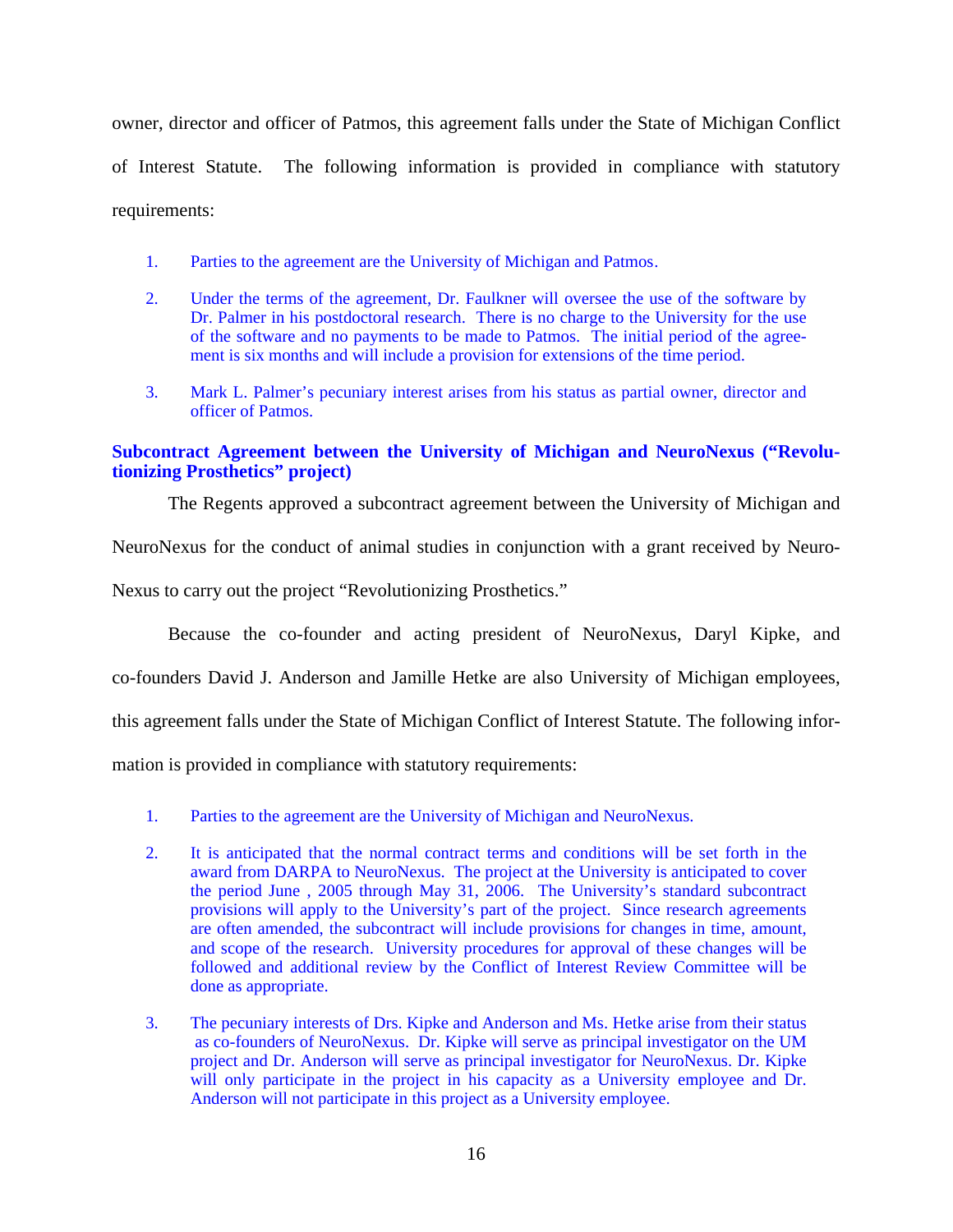owner, director and officer of Patmos, this agreement falls under the State of Michigan Conflict of Interest Statute. The following information is provided in compliance with statutory requirements:

1. Parties to the agreement are the University of Michigan and Patmos.
2. Under the terms of the agreement, Dr. Faulkner will oversee the use of the software by Dr. Palmer in his postdoctoral research. There is no charge to the University for the use of the software and no payments to be made to Patmos. The initial period of the agreement is six months and will include a provision for extensions of the time period.
3. Mark L. Palmer's pecuniary interest arises from his status as partial owner, director and officer of Patmos.

**Subcontract Agreement between the University of Michigan and NeuroNexus ("Revolutionizing Prosthetics" project)**

The Regents approved a subcontract agreement between the University of Michigan and NeuroNexus for the conduct of animal studies in conjunction with a grant received by NeuroNexus to carry out the project "Revolutionizing Prosthetics."

Because the co-founder and acting president of NeuroNexus, Daryl Kipke, and co-founders David J. Anderson and Jamille Hetke are also University of Michigan employees, this agreement falls under the State of Michigan Conflict of Interest Statute. The following information is provided in compliance with statutory requirements:

1. Parties to the agreement are the University of Michigan and NeuroNexus.
2. It is anticipated that the normal contract terms and conditions will be set forth in the award from DARPA to NeuroNexus. The project at the University is anticipated to cover the period June , 2005 through May 31, 2006. The University's standard subcontract provisions will apply to the University's part of the project. Since research agreements are often amended, the subcontract will include provisions for changes in time, amount, and scope of the research. University procedures for approval of these changes will be followed and additional review by the Conflict of Interest Review Committee will be done as appropriate.
3. The pecuniary interests of Drs. Kipke and Anderson and Ms. Hetke arise from their status as co-founders of NeuroNexus. Dr. Kipke will serve as principal investigator on the UM project and Dr. Anderson will serve as principal investigator for NeuroNexus. Dr. Kipke will only participate in the project in his capacity as a University employee and Dr. Anderson will not participate in this project as a University employee.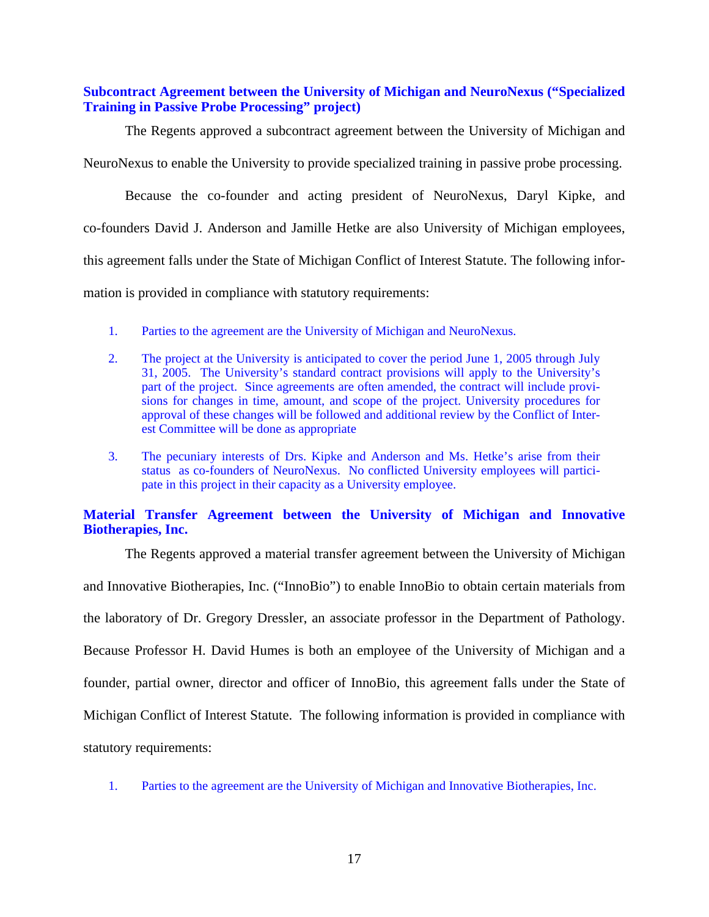**Subcontract Agreement between the University of Michigan and NeuroNexus ("Specialized Training in Passive Probe Processing" project)**

The Regents approved a subcontract agreement between the University of Michigan and NeuroNexus to enable the University to provide specialized training in passive probe processing.

Because the co-founder and acting president of NeuroNexus, Daryl Kipke, and co-founders David J. Anderson and Jamille Hetke are also University of Michigan employees, this agreement falls under the State of Michigan Conflict of Interest Statute. The following information is provided in compliance with statutory requirements:

1. Parties to the agreement are the University of Michigan and NeuroNexus.
2. The project at the University is anticipated to cover the period June 1, 2005 through July 31, 2005. The University's standard contract provisions will apply to the University's part of the project. Since agreements are often amended, the contract will include provisions for changes in time, amount, and scope of the project. University procedures for approval of these changes will be followed and additional review by the Conflict of Interest Committee will be done as appropriate
3. The pecuniary interests of Drs. Kipke and Anderson and Ms. Hetke's arise from their status as co-founders of NeuroNexus. No conflicted University employees will participate in this project in their capacity as a University employee.

**Material Transfer Agreement between the University of Michigan and Innovative Biotherapies, Inc.**

The Regents approved a material transfer agreement between the University of Michigan and Innovative Biotherapies, Inc. ("InnoBio") to enable InnoBio to obtain certain materials from the laboratory of Dr. Gregory Dressler, an associate professor in the Department of Pathology. Because Professor H. David Humes is both an employee of the University of Michigan and a founder, partial owner, director and officer of InnoBio, this agreement falls under the State of Michigan Conflict of Interest Statute. The following information is provided in compliance with statutory requirements:

1. Parties to the agreement are the University of Michigan and Innovative Biotherapies, Inc.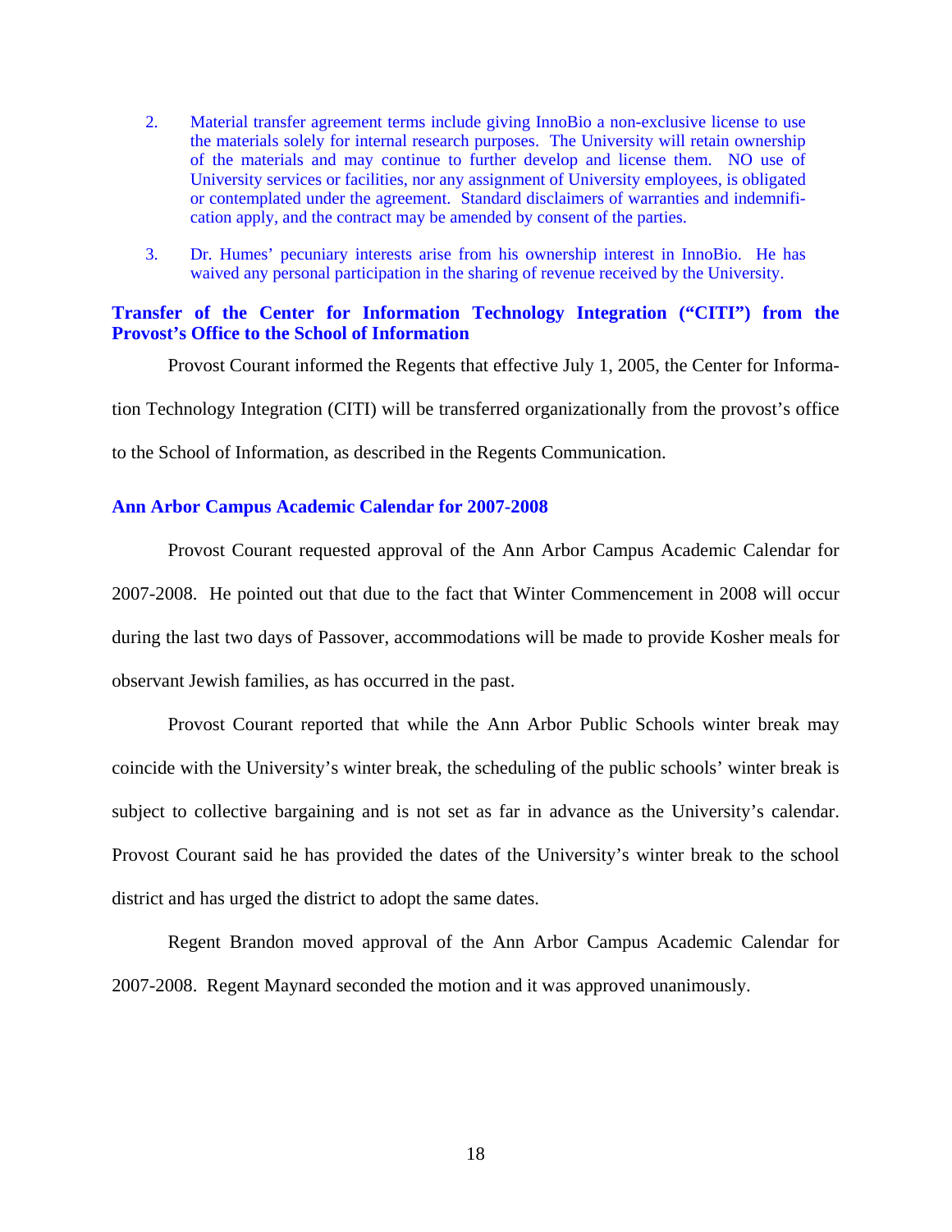2. Material transfer agreement terms include giving InnoBio a non-exclusive license to use the materials solely for internal research purposes. The University will retain ownership of the materials and may continue to further develop and license them. NO use of University services or facilities, nor any assignment of University employees, is obligated or contemplated under the agreement. Standard disclaimers of warranties and indemnification apply, and the contract may be amended by consent of the parties.

3. Dr. Humes' pecuniary interests arise from his ownership interest in InnoBio. He has waived any personal participation in the sharing of revenue received by the University.

### Transfer of the Center for Information Technology Integration ("CITI") from the Provost's Office to the School of Information

Provost Courant informed the Regents that effective July 1, 2005, the Center for Information Technology Integration (CITI) will be transferred organizationally from the provost's office to the School of Information, as described in the Regents Communication.

### Ann Arbor Campus Academic Calendar for 2007-2008

Provost Courant requested approval of the Ann Arbor Campus Academic Calendar for 2007-2008. He pointed out that due to the fact that Winter Commencement in 2008 will occur during the last two days of Passover, accommodations will be made to provide Kosher meals for observant Jewish families, as has occurred in the past.

Provost Courant reported that while the Ann Arbor Public Schools winter break may coincide with the University's winter break, the scheduling of the public schools' winter break is subject to collective bargaining and is not set as far in advance as the University's calendar. Provost Courant said he has provided the dates of the University's winter break to the school district and has urged the district to adopt the same dates.

Regent Brandon moved approval of the Ann Arbor Campus Academic Calendar for 2007-2008. Regent Maynard seconded the motion and it was approved unanimously.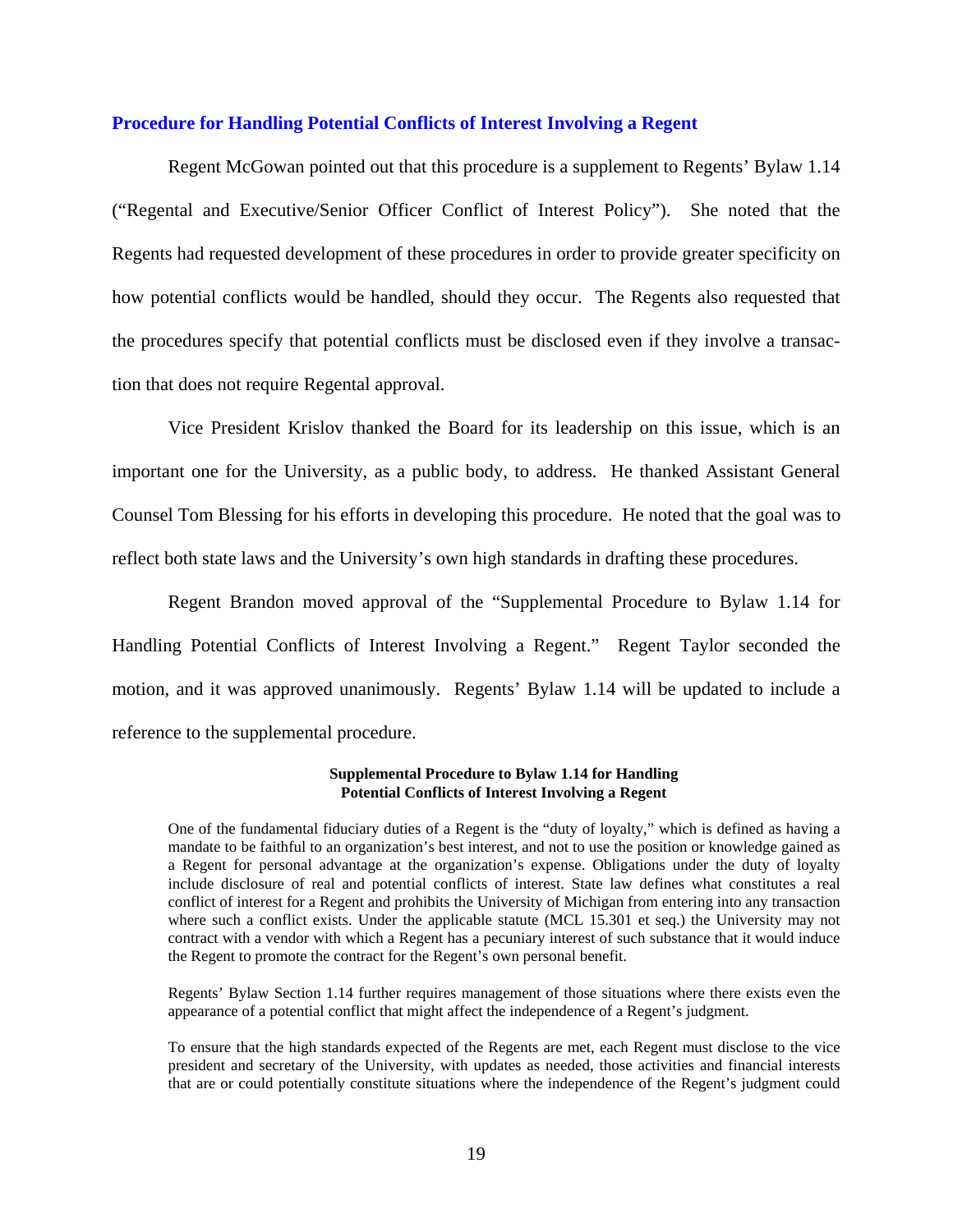### Procedure for Handling Potential Conflicts of Interest Involving a Regent

Regent McGowan pointed out that this procedure is a supplement to Regents' Bylaw 1.14 ("Regental and Executive/Senior Officer Conflict of Interest Policy"). She noted that the Regents had requested development of these procedures in order to provide greater specificity on how potential conflicts would be handled, should they occur. The Regents also requested that the procedures specify that potential conflicts must be disclosed even if they involve a transaction that does not require Regental approval.

Vice President Krislov thanked the Board for its leadership on this issue, which is an important one for the University, as a public body, to address. He thanked Assistant General Counsel Tom Blessing for his efforts in developing this procedure. He noted that the goal was to reflect both state laws and the University's own high standards in drafting these procedures.

Regent Brandon moved approval of the "Supplemental Procedure to Bylaw 1.14 for Handling Potential Conflicts of Interest Involving a Regent." Regent Taylor seconded the motion, and it was approved unanimously. Regents' Bylaw 1.14 will be updated to include a reference to the supplemental procedure.

**Supplemental Procedure to Bylaw 1.14 for Handling Potential Conflicts of Interest Involving a Regent**

One of the fundamental fiduciary duties of a Regent is the "duty of loyalty," which is defined as having a mandate to be faithful to an organization's best interest, and not to use the position or knowledge gained as a Regent for personal advantage at the organization's expense. Obligations under the duty of loyalty include disclosure of real and potential conflicts of interest. State law defines what constitutes a real conflict of interest for a Regent and prohibits the University of Michigan from entering into any transaction where such a conflict exists. Under the applicable statute (MCL 15.301 et seq.) the University may not contract with a vendor with which a Regent has a pecuniary interest of such substance that it would induce the Regent to promote the contract for the Regent's own personal benefit.

Regents' Bylaw Section 1.14 further requires management of those situations where there exists even the appearance of a potential conflict that might affect the independence of a Regent's judgment.

To ensure that the high standards expected of the Regents are met, each Regent must disclose to the vice president and secretary of the University, with updates as needed, those activities and financial interests that are or could potentially constitute situations where the independence of the Regent's judgment could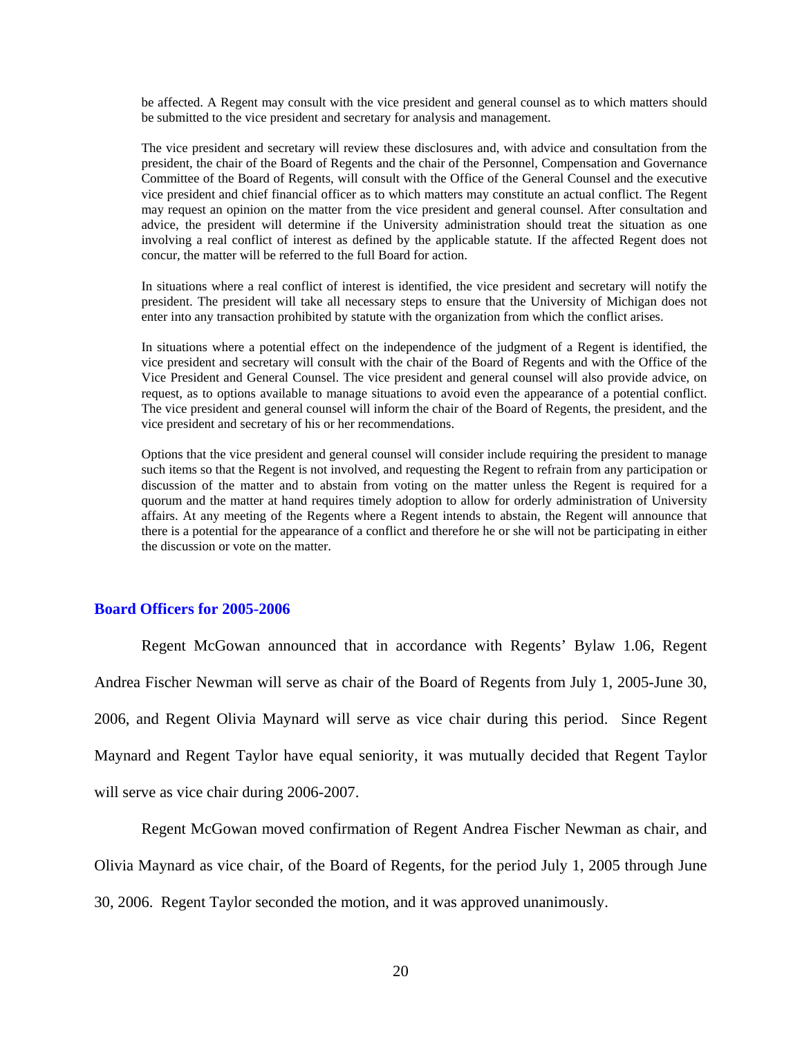be affected. A Regent may consult with the vice president and general counsel as to which matters should be submitted to the vice president and secretary for analysis and management.

The vice president and secretary will review these disclosures and, with advice and consultation from the president, the chair of the Board of Regents and the chair of the Personnel, Compensation and Governance Committee of the Board of Regents, will consult with the Office of the General Counsel and the executive vice president and chief financial officer as to which matters may constitute an actual conflict. The Regent may request an opinion on the matter from the vice president and general counsel. After consultation and advice, the president will determine if the University administration should treat the situation as one involving a real conflict of interest as defined by the applicable statute. If the affected Regent does not concur, the matter will be referred to the full Board for action.

In situations where a real conflict of interest is identified, the vice president and secretary will notify the president. The president will take all necessary steps to ensure that the University of Michigan does not enter into any transaction prohibited by statute with the organization from which the conflict arises.

In situations where a potential effect on the independence of the judgment of a Regent is identified, the vice president and secretary will consult with the chair of the Board of Regents and with the Office of the Vice President and General Counsel. The vice president and general counsel will also provide advice, on request, as to options available to manage situations to avoid even the appearance of a potential conflict. The vice president and general counsel will inform the chair of the Board of Regents, the president, and the vice president and secretary of his or her recommendations.

Options that the vice president and general counsel will consider include requiring the president to manage such items so that the Regent is not involved, and requesting the Regent to refrain from any participation or discussion of the matter and to abstain from voting on the matter unless the Regent is required for a quorum and the matter at hand requires timely adoption to allow for orderly administration of University affairs. At any meeting of the Regents where a Regent intends to abstain, the Regent will announce that there is a potential for the appearance of a conflict and therefore he or she will not be participating in either the discussion or vote on the matter.

## Board Officers for 2005-2006

Regent McGowan announced that in accordance with Regents' Bylaw 1.06, Regent Andrea Fischer Newman will serve as chair of the Board of Regents from July 1, 2005-June 30, 2006, and Regent Olivia Maynard will serve as vice chair during this period. Since Regent Maynard and Regent Taylor have equal seniority, it was mutually decided that Regent Taylor will serve as vice chair during 2006-2007.

Regent McGowan moved confirmation of Regent Andrea Fischer Newman as chair, and Olivia Maynard as vice chair, of the Board of Regents, for the period July 1, 2005 through June 30, 2006. Regent Taylor seconded the motion, and it was approved unanimously.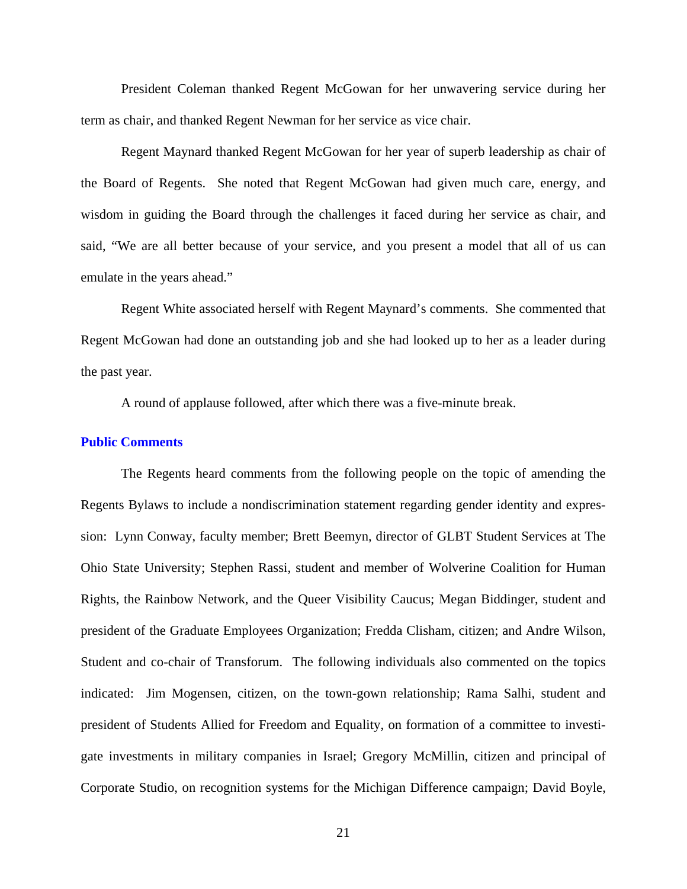President Coleman thanked Regent McGowan for her unwavering service during her term as chair, and thanked Regent Newman for her service as vice chair.

Regent Maynard thanked Regent McGowan for her year of superb leadership as chair of the Board of Regents. She noted that Regent McGowan had given much care, energy, and wisdom in guiding the Board through the challenges it faced during her service as chair, and said, "We are all better because of your service, and you present a model that all of us can emulate in the years ahead."

Regent White associated herself with Regent Maynard's comments. She commented that Regent McGowan had done an outstanding job and she had looked up to her as a leader during the past year.

A round of applause followed, after which there was a five-minute break.

## Public Comments

The Regents heard comments from the following people on the topic of amending the Regents Bylaws to include a nondiscrimination statement regarding gender identity and expression: Lynn Conway, faculty member; Brett Beemyn, director of GLBT Student Services at The Ohio State University; Stephen Rassi, student and member of Wolverine Coalition for Human Rights, the Rainbow Network, and the Queer Visibility Caucus; Megan Biddinger, student and president of the Graduate Employees Organization; Fredda Clisham, citizen; and Andre Wilson, Student and co-chair of Transforum. The following individuals also commented on the topics indicated: Jim Mogensen, citizen, on the town-gown relationship; Rama Salhi, student and president of Students Allied for Freedom and Equality, on formation of a committee to investigate investments in military companies in Israel; Gregory McMillin, citizen and principal of Corporate Studio, on recognition systems for the Michigan Difference campaign; David Boyle,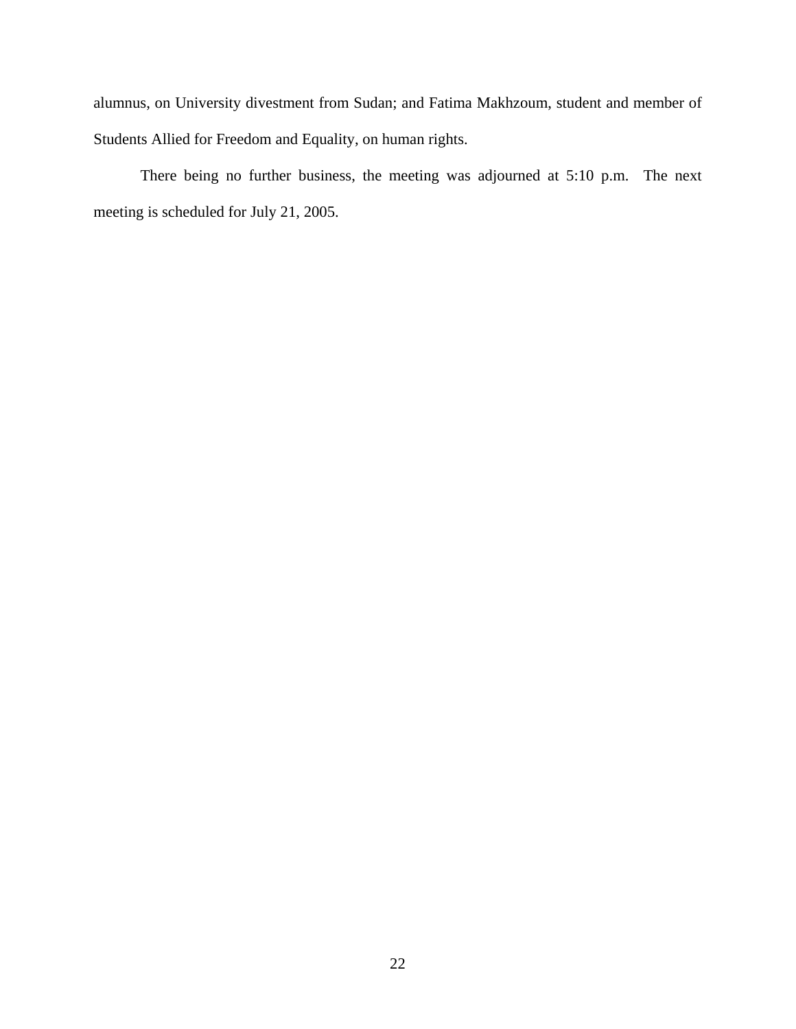alumnus, on University divestment from Sudan; and Fatima Makhzoum, student and member of Students Allied for Freedom and Equality, on human rights.

There being no further business, the meeting was adjourned at 5:10 p.m. The next meeting is scheduled for July 21, 2005.